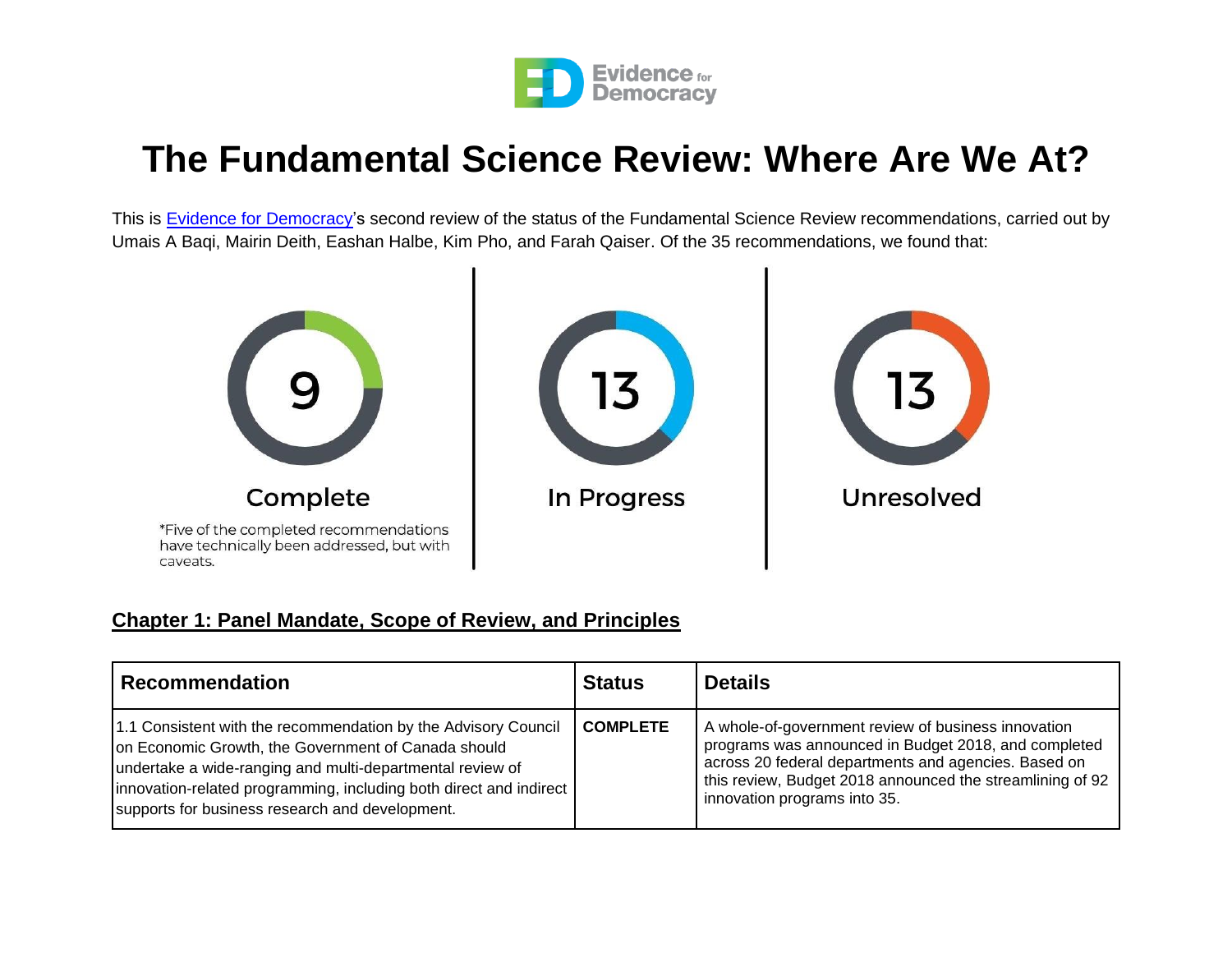Evidence for Democracy

# The Fundamental Science Review: Where Are We At?

This is [Evidence for Democracy](https://evidencefordemocracy.ca)'s second review of the status of the Fundamental Science Review recommendations, carried out by Umais A Baqi, Mairin Deith, Eashan Halbe, Kim Pho, and Farah Qaiser. Of the 35 recommendations, we found that:

**9** Complete

*Five of the completed recommendations have technically been addressed, but with caveats.

**13** In Progress

**13** Unresolved

## Chapter 1: Panel Mandate, Scope of Review, and Principles

| Recommendation | Status | Details |
| --- | --- | --- |
| 1.1 Consistent with the recommendation by the Advisory Council on Economic Growth, the Government of Canada should undertake a wide-ranging and multi-departmental review of innovation-related programming, including both direct and indirect supports for business research and development. | **COMPLETE** | A whole-of-government review of business innovation programs was announced in Budget 2018, and completed across 20 federal departments and agencies. Based on this review, Budget 2018 announced the streamlining of 92 innovation programs into 35. |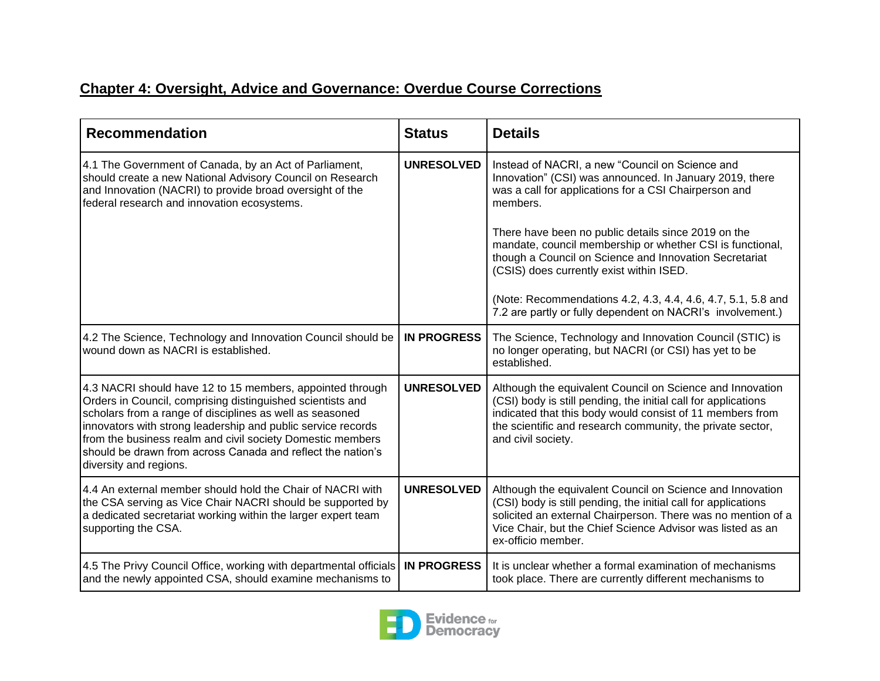## Chapter 4: Oversight, Advice and Governance: Overdue Course Corrections

| Recommendation | Status | Details |
|---|---|---|
| 4.1 The Government of Canada, by an Act of Parliament, should create a new National Advisory Council on Research and Innovation (NACRI) to provide broad oversight of the federal research and innovation ecosystems. | **UNRESOLVED** | Instead of NACRI, a new “Council on Science and Innovation” (CSI) was announced. In January 2019, there was a call for applications for a CSI Chairperson and members.<br><br>There have been no public details since 2019 on the mandate, council membership or whether CSI is functional, though a Council on Science and Innovation Secretariat (CSIS) does currently exist within ISED.<br><br>(Note: Recommendations 4.2, 4.3, 4.4, 4.6, 4.7, 5.1, 5.8 and 7.2 are partly or fully dependent on NACRI’s involvement.) |
| 4.2 The Science, Technology and Innovation Council should be wound down as NACRI is established. | **IN PROGRESS** | The Science, Technology and Innovation Council (STIC) is no longer operating, but NACRI (or CSI) has yet to be established. |
| 4.3 NACRI should have 12 to 15 members, appointed through Orders in Council, comprising distinguished scientists and scholars from a range of disciplines as well as seasoned innovators with strong leadership and public service records from the business realm and civil society Domestic members should be drawn from across Canada and reflect the nation’s diversity and regions. | **UNRESOLVED** | Although the equivalent Council on Science and Innovation (CSI) body is still pending, the initial call for applications indicated that this body would consist of 11 members from the scientific and research community, the private sector, and civil society. |
| 4.4 An external member should hold the Chair of NACRI with the CSA serving as Vice Chair NACRI should be supported by a dedicated secretariat working within the larger expert team supporting the CSA. | **UNRESOLVED** | Although the equivalent Council on Science and Innovation (CSI) body is still pending, the initial call for applications solicited an external Chairperson. There was no mention of a Vice Chair, but the Chief Science Advisor was listed as an ex-officio member. |
| 4.5 The Privy Council Office, working with departmental officials and the newly appointed CSA, should examine mechanisms to | **IN PROGRESS** | It is unclear whether a formal examination of mechanisms took place. There are currently different mechanisms to |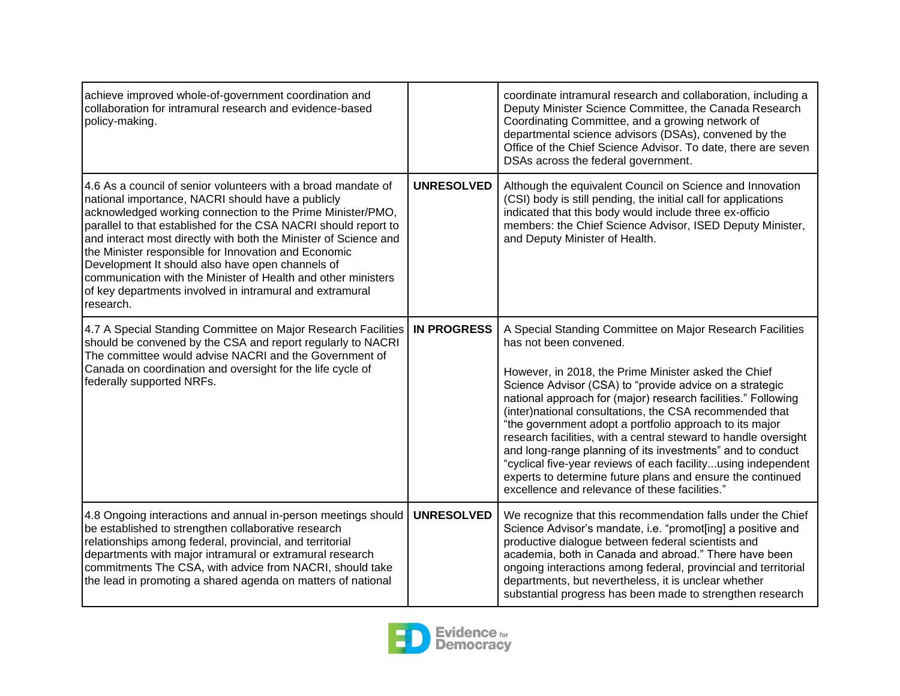| | | |
|---|---|---|
| achieve improved whole-of-government coordination and collaboration for intramural research and evidence-based policy-making. | | coordinate intramural research and collaboration, including a Deputy Minister Science Committee, the Canada Research Coordinating Committee, and a growing network of departmental science advisors (DSAs), convened by the Office of the Chief Science Advisor. To date, there are seven DSAs across the federal government. |
| 4.6 As a council of senior volunteers with a broad mandate of national importance, NACRI should have a publicly acknowledged working connection to the Prime Minister/PMO, parallel to that established for the CSA NACRI should report to and interact most directly with both the Minister of Science and the Minister responsible for Innovation and Economic Development It should also have open channels of communication with the Minister of Health and other ministers of key departments involved in intramural and extramural research. | **UNRESOLVED** | Although the equivalent Council on Science and Innovation (CSI) body is still pending, the initial call for applications indicated that this body would include three ex-officio members: the Chief Science Advisor, ISED Deputy Minister, and Deputy Minister of Health. |
| 4.7 A Special Standing Committee on Major Research Facilities should be convened by the CSA and report regularly to NACRI The committee would advise NACRI and the Government of Canada on coordination and oversight for the life cycle of federally supported NRFs. | **IN PROGRESS** | A Special Standing Committee on Major Research Facilities has not been convened.<br><br>However, in 2018, the Prime Minister asked the Chief Science Advisor (CSA) to "provide advice on a strategic national approach for (major) research facilities." Following (inter)national consultations, the CSA recommended that "the government adopt a portfolio approach to its major research facilities, with a central steward to handle oversight and long-range planning of its investments" and to conduct "cyclical five-year reviews of each facility...using independent experts to determine future plans and ensure the continued excellence and relevance of these facilities." |
| 4.8 Ongoing interactions and annual in-person meetings should be established to strengthen collaborative research relationships among federal, provincial, and territorial departments with major intramural or extramural research commitments The CSA, with advice from NACRI, should take the lead in promoting a shared agenda on matters of national | **UNRESOLVED** | We recognize that this recommendation falls under the Chief Science Advisor's mandate, i.e. "promot[ing] a positive and productive dialogue between federal scientists and academia, both in Canada and abroad." There have been ongoing interactions among federal, provincial and territorial departments, but nevertheless, it is unclear whether substantial progress has been made to strengthen research |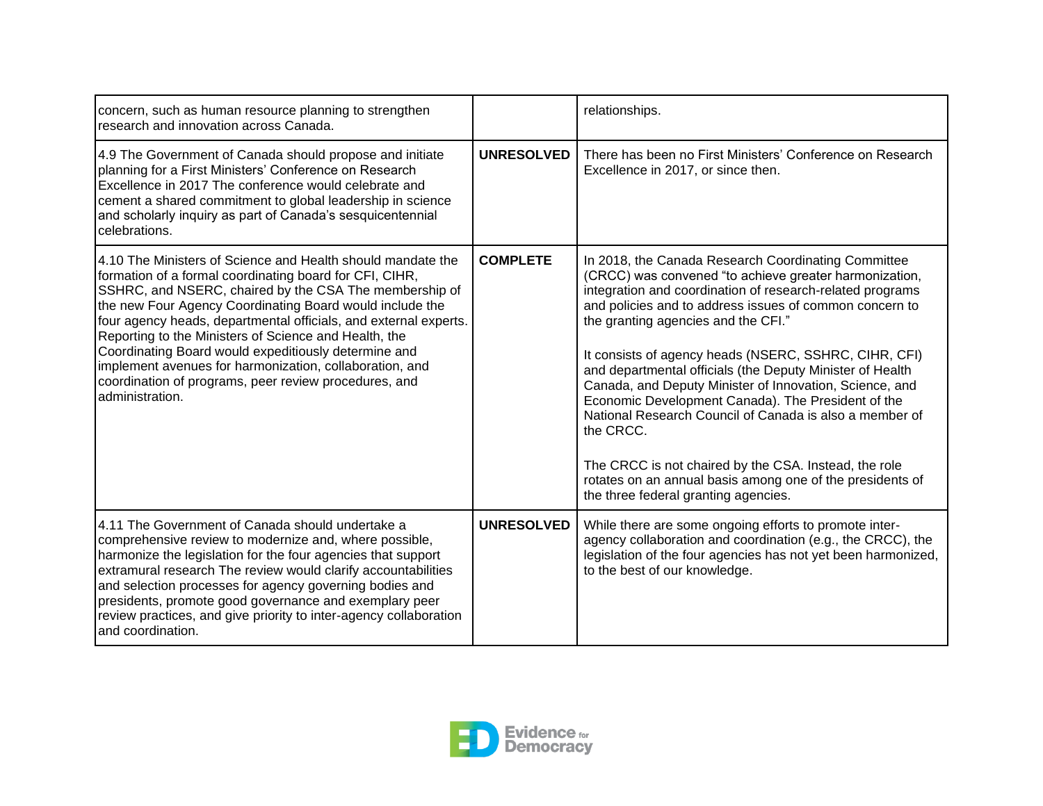| | | |
|---|---|---|
| concern, such as human resource planning to strengthen research and innovation across Canada. | | relationships. |
| 4.9 The Government of Canada should propose and initiate planning for a First Ministers' Conference on Research Excellence in 2017 The conference would celebrate and cement a shared commitment to global leadership in science and scholarly inquiry as part of Canada's sesquicentennial celebrations. | **UNRESOLVED** | There has been no First Ministers' Conference on Research Excellence in 2017, or since then. |
| 4.10 The Ministers of Science and Health should mandate the formation of a formal coordinating board for CFI, CIHR, SSHRC, and NSERC, chaired by the CSA The membership of the new Four Agency Coordinating Board would include the four agency heads, departmental officials, and external experts. Reporting to the Ministers of Science and Health, the Coordinating Board would expeditiously determine and implement avenues for harmonization, collaboration, and coordination of programs, peer review procedures, and administration. | **COMPLETE** | In 2018, the Canada Research Coordinating Committee (CRCC) was convened "to achieve greater harmonization, integration and coordination of research-related programs and policies and to address issues of common concern to the granting agencies and the CFI."<br><br>It consists of agency heads (NSERC, SSHRC, CIHR, CFI) and departmental officials (the Deputy Minister of Health Canada, and Deputy Minister of Innovation, Science, and Economic Development Canada). The President of the National Research Council of Canada is also a member of the CRCC.<br><br>The CRCC is not chaired by the CSA. Instead, the role rotates on an annual basis among one of the presidents of the three federal granting agencies. |
| 4.11 The Government of Canada should undertake a comprehensive review to modernize and, where possible, harmonize the legislation for the four agencies that support extramural research The review would clarify accountabilities and selection processes for agency governing bodies and presidents, promote good governance and exemplary peer review practices, and give priority to inter-agency collaboration and coordination. | **UNRESOLVED** | While there are some ongoing efforts to promote inter-agency collaboration and coordination (e.g., the CRCC), the legislation of the four agencies has not yet been harmonized, to the best of our knowledge. |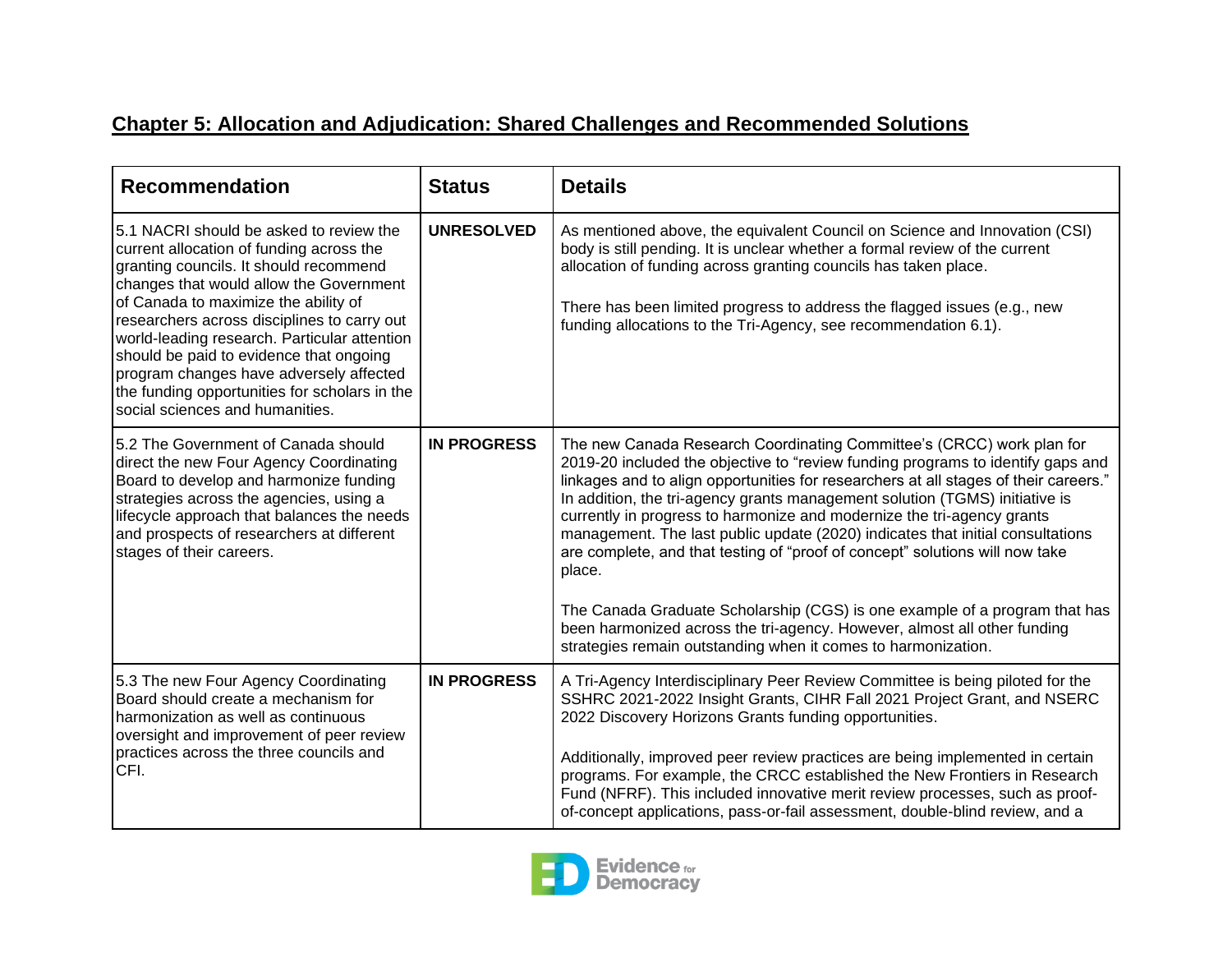## Chapter 5: Allocation and Adjudication: Shared Challenges and Recommended Solutions

| Recommendation | Status | Details |
|---|---|---|
| 5.1 NACRI should be asked to review the current allocation of funding across the granting councils. It should recommend changes that would allow the Government of Canada to maximize the ability of researchers across disciplines to carry out world-leading research. Particular attention should be paid to evidence that ongoing program changes have adversely affected the funding opportunities for scholars in the social sciences and humanities. | **UNRESOLVED** | As mentioned above, the equivalent Council on Science and Innovation (CSI) body is still pending. It is unclear whether a formal review of the current allocation of funding across granting councils has taken place.<br><br>There has been limited progress to address the flagged issues (e.g., new funding allocations to the Tri-Agency, see recommendation 6.1). |
| 5.2 The Government of Canada should direct the new Four Agency Coordinating Board to develop and harmonize funding strategies across the agencies, using a lifecycle approach that balances the needs and prospects of researchers at different stages of their careers. | **IN PROGRESS** | The new Canada Research Coordinating Committee's (CRCC) work plan for 2019-20 included the objective to "review funding programs to identify gaps and linkages and to align opportunities for researchers at all stages of their careers." In addition, the tri-agency grants management solution (TGMS) initiative is currently in progress to harmonize and modernize the tri-agency grants management. The last public update (2020) indicates that initial consultations are complete, and that testing of "proof of concept" solutions will now take place.<br><br>The Canada Graduate Scholarship (CGS) is one example of a program that has been harmonized across the tri-agency. However, almost all other funding strategies remain outstanding when it comes to harmonization. |
| 5.3 The new Four Agency Coordinating Board should create a mechanism for harmonization as well as continuous oversight and improvement of peer review practices across the three councils and CFI. | **IN PROGRESS** | A Tri-Agency Interdisciplinary Peer Review Committee is being piloted for the SSHRC 2021-2022 Insight Grants, CIHR Fall 2021 Project Grant, and NSERC 2022 Discovery Horizons Grants funding opportunities.<br><br>Additionally, improved peer review practices are being implemented in certain programs. For example, the CRCC established the New Frontiers in Research Fund (NFRF). This included innovative merit review processes, such as proof-of-concept applications, pass-or-fail assessment, double-blind review, and a |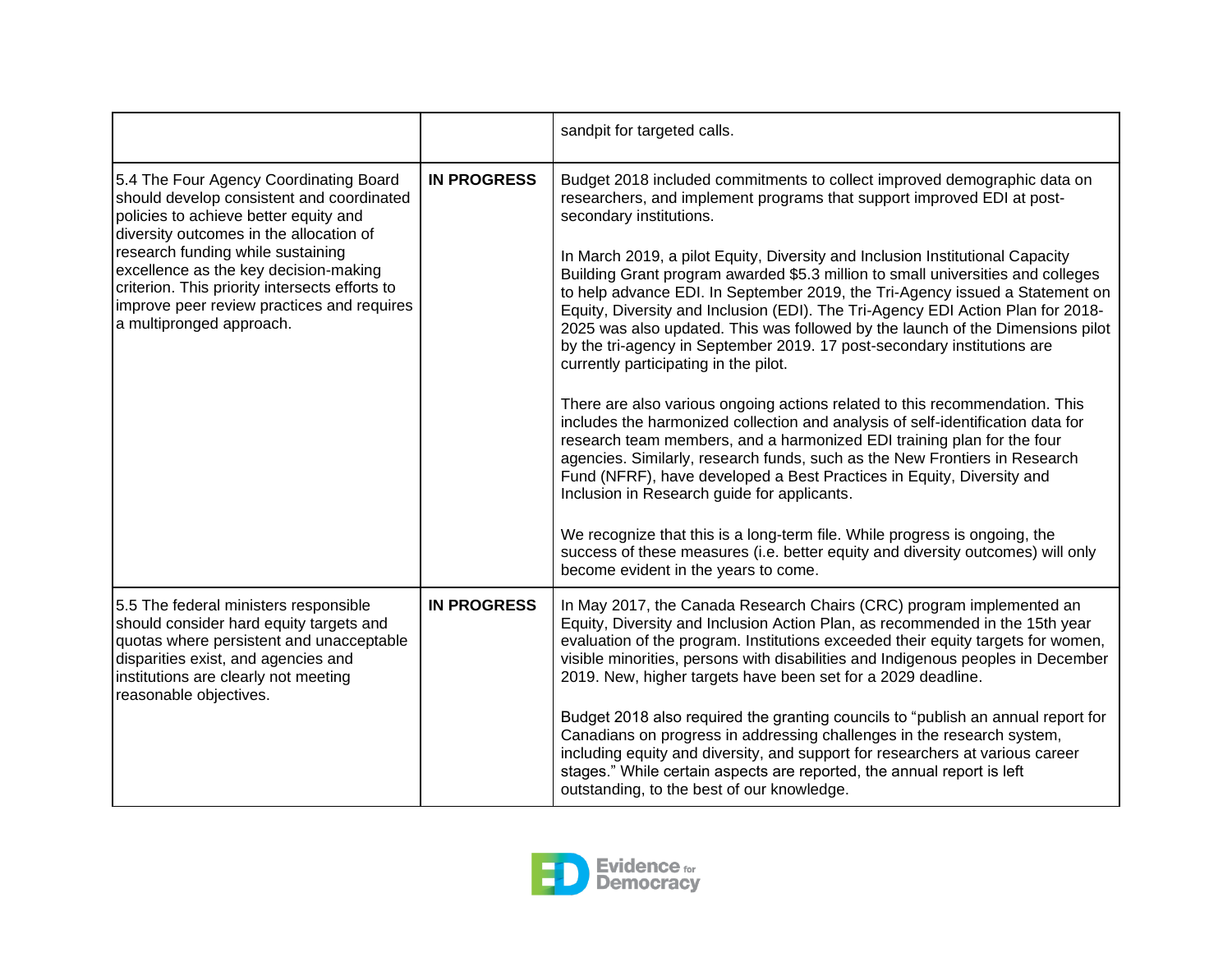| | | |
|---|---|---|
| | | sandpit for targeted calls. |
| 5.4 The Four Agency Coordinating Board should develop consistent and coordinated policies to achieve better equity and diversity outcomes in the allocation of research funding while sustaining excellence as the key decision-making criterion. This priority intersects efforts to improve peer review practices and requires a multipronged approach. | **IN PROGRESS** | Budget 2018 included commitments to collect improved demographic data on researchers, and implement programs that support improved EDI at post-secondary institutions.<br><br>In March 2019, a pilot Equity, Diversity and Inclusion Institutional Capacity Building Grant program awarded $5.3 million to small universities and colleges to help advance EDI. In September 2019, the Tri-Agency issued a Statement on Equity, Diversity and Inclusion (EDI). The Tri-Agency EDI Action Plan for 2018-2025 was also updated. This was followed by the launch of the Dimensions pilot by the tri-agency in September 2019. 17 post-secondary institutions are currently participating in the pilot.<br><br>There are also various ongoing actions related to this recommendation. This includes the harmonized collection and analysis of self-identification data for research team members, and a harmonized EDI training plan for the four agencies. Similarly, research funds, such as the New Frontiers in Research Fund (NFRF), have developed a Best Practices in Equity, Diversity and Inclusion in Research guide for applicants.<br><br>We recognize that this is a long-term file. While progress is ongoing, the success of these measures (i.e. better equity and diversity outcomes) will only become evident in the years to come. |
| 5.5 The federal ministers responsible should consider hard equity targets and quotas where persistent and unacceptable disparities exist, and agencies and institutions are clearly not meeting reasonable objectives. | **IN PROGRESS** | In May 2017, the Canada Research Chairs (CRC) program implemented an Equity, Diversity and Inclusion Action Plan, as recommended in the 15th year evaluation of the program. Institutions exceeded their equity targets for women, visible minorities, persons with disabilities and Indigenous peoples in December 2019. New, higher targets have been set for a 2029 deadline.<br><br>Budget 2018 also required the granting councils to "publish an annual report for Canadians on progress in addressing challenges in the research system, including equity and diversity, and support for researchers at various career stages." While certain aspects are reported, the annual report is left outstanding, to the best of our knowledge. |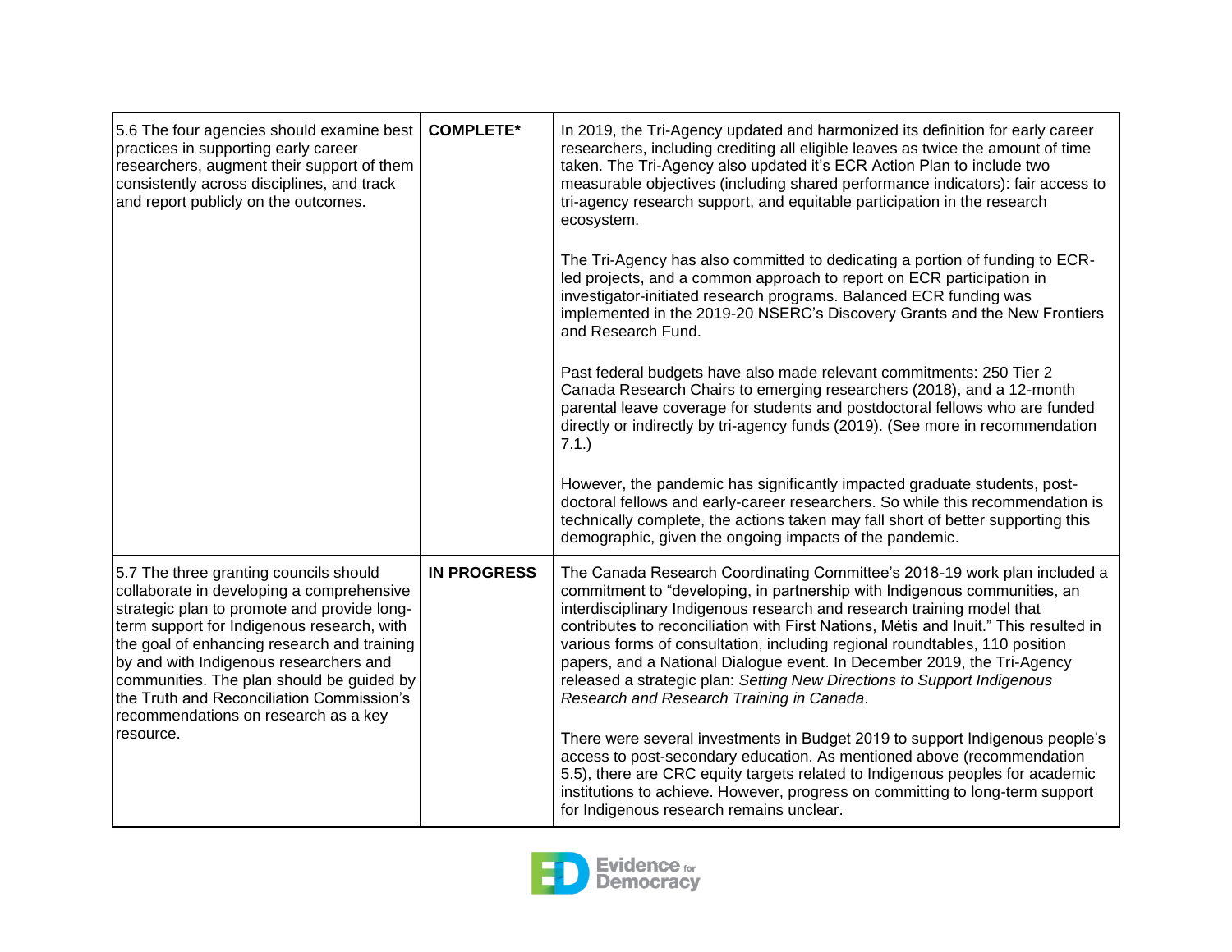| | | |
|---|---|---|
| 5.6 The four agencies should examine best practices in supporting early career researchers, augment their support of them consistently across disciplines, and track and report publicly on the outcomes. | **COMPLETE*** | In 2019, the Tri-Agency updated and harmonized its definition for early career researchers, including crediting all eligible leaves as twice the amount of time taken. The Tri-Agency also updated it's ECR Action Plan to include two measurable objectives (including shared performance indicators): fair access to tri-agency research support, and equitable participation in the research ecosystem.<br><br>The Tri-Agency has also committed to dedicating a portion of funding to ECR-led projects, and a common approach to report on ECR participation in investigator-initiated research programs. Balanced ECR funding was implemented in the 2019-20 NSERC's Discovery Grants and the New Frontiers and Research Fund.<br><br>Past federal budgets have also made relevant commitments: 250 Tier 2 Canada Research Chairs to emerging researchers (2018), and a 12-month parental leave coverage for students and postdoctoral fellows who are funded directly or indirectly by tri-agency funds (2019). (See more in recommendation 7.1.)<br><br>However, the pandemic has significantly impacted graduate students, post-doctoral fellows and early-career researchers. So while this recommendation is technically complete, the actions taken may fall short of better supporting this demographic, given the ongoing impacts of the pandemic. |
| 5.7 The three granting councils should collaborate in developing a comprehensive strategic plan to promote and provide long-term support for Indigenous research, with the goal of enhancing research and training by and with Indigenous researchers and communities. The plan should be guided by the Truth and Reconciliation Commission's recommendations on research as a key resource. | **IN PROGRESS** | The Canada Research Coordinating Committee's 2018-19 work plan included a commitment to "developing, in partnership with Indigenous communities, an interdisciplinary Indigenous research and research training model that contributes to reconciliation with First Nations, Métis and Inuit." This resulted in various forms of consultation, including regional roundtables, 110 position papers, and a National Dialogue event. In December 2019, the Tri-Agency released a strategic plan: *Setting New Directions to Support Indigenous Research and Research Training in Canada*.<br><br>There were several investments in Budget 2019 to support Indigenous people's access to post-secondary education. As mentioned above (recommendation 5.5), there are CRC equity targets related to Indigenous peoples for academic institutions to achieve. However, progress on committing to long-term support for Indigenous research remains unclear. |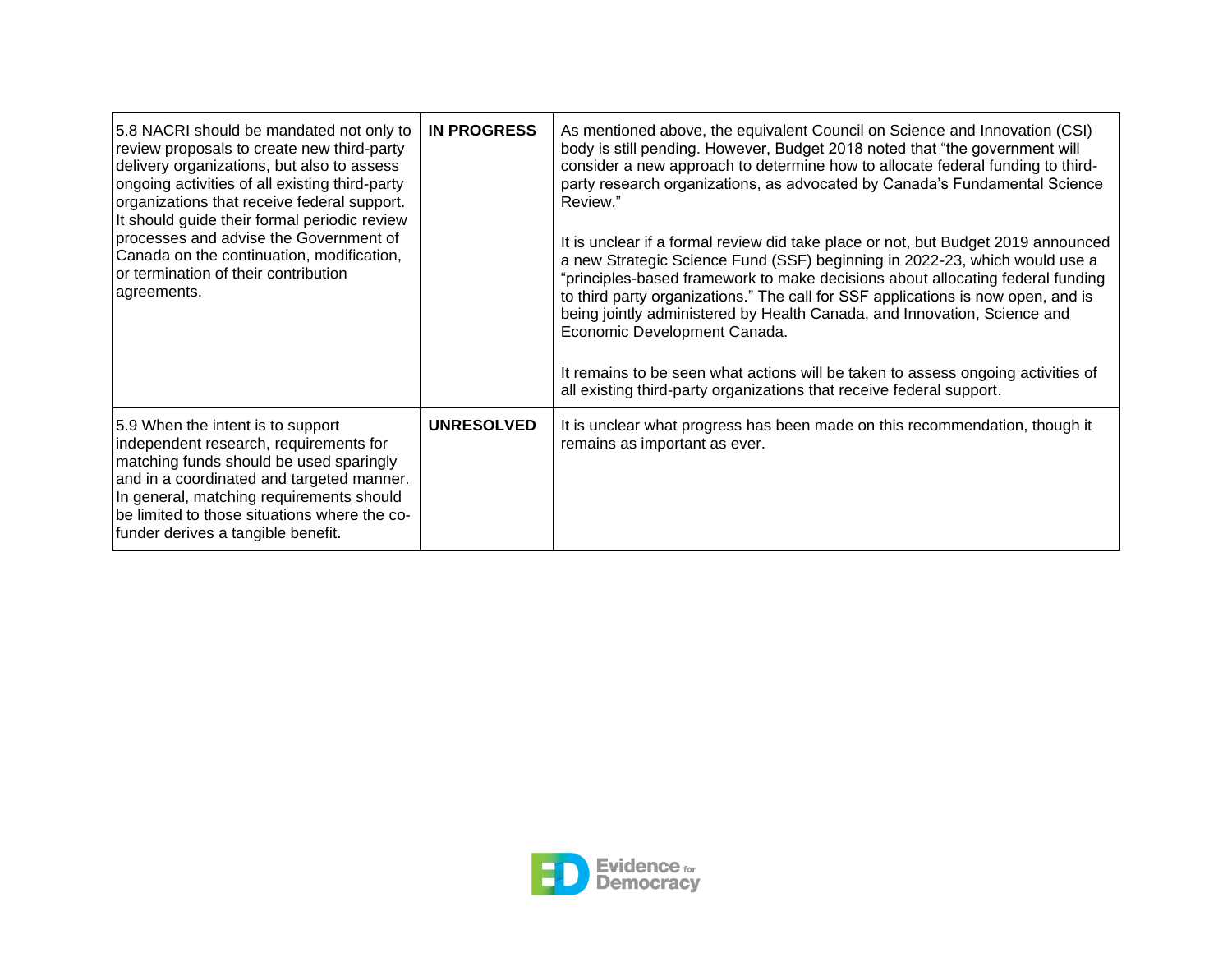| | | |
|---|---|---|
| 5.8 NACRI should be mandated not only to review proposals to create new third-party delivery organizations, but also to assess ongoing activities of all existing third-party organizations that receive federal support. It should guide their formal periodic review processes and advise the Government of Canada on the continuation, modification, or termination of their contribution agreements. | **IN PROGRESS** | As mentioned above, the equivalent Council on Science and Innovation (CSI) body is still pending. However, Budget 2018 noted that "the government will consider a new approach to determine how to allocate federal funding to third-party research organizations, as advocated by Canada's Fundamental Science Review."<br><br>It is unclear if a formal review did take place or not, but Budget 2019 announced a new Strategic Science Fund (SSF) beginning in 2022-23, which would use a "principles-based framework to make decisions about allocating federal funding to third party organizations." The call for SSF applications is now open, and is being jointly administered by Health Canada, and Innovation, Science and Economic Development Canada.<br><br>It remains to be seen what actions will be taken to assess ongoing activities of all existing third-party organizations that receive federal support. |
| 5.9 When the intent is to support independent research, requirements for matching funds should be used sparingly and in a coordinated and targeted manner. In general, matching requirements should be limited to those situations where the co-funder derives a tangible benefit. | **UNRESOLVED** | It is unclear what progress has been made on this recommendation, though it remains as important as ever. |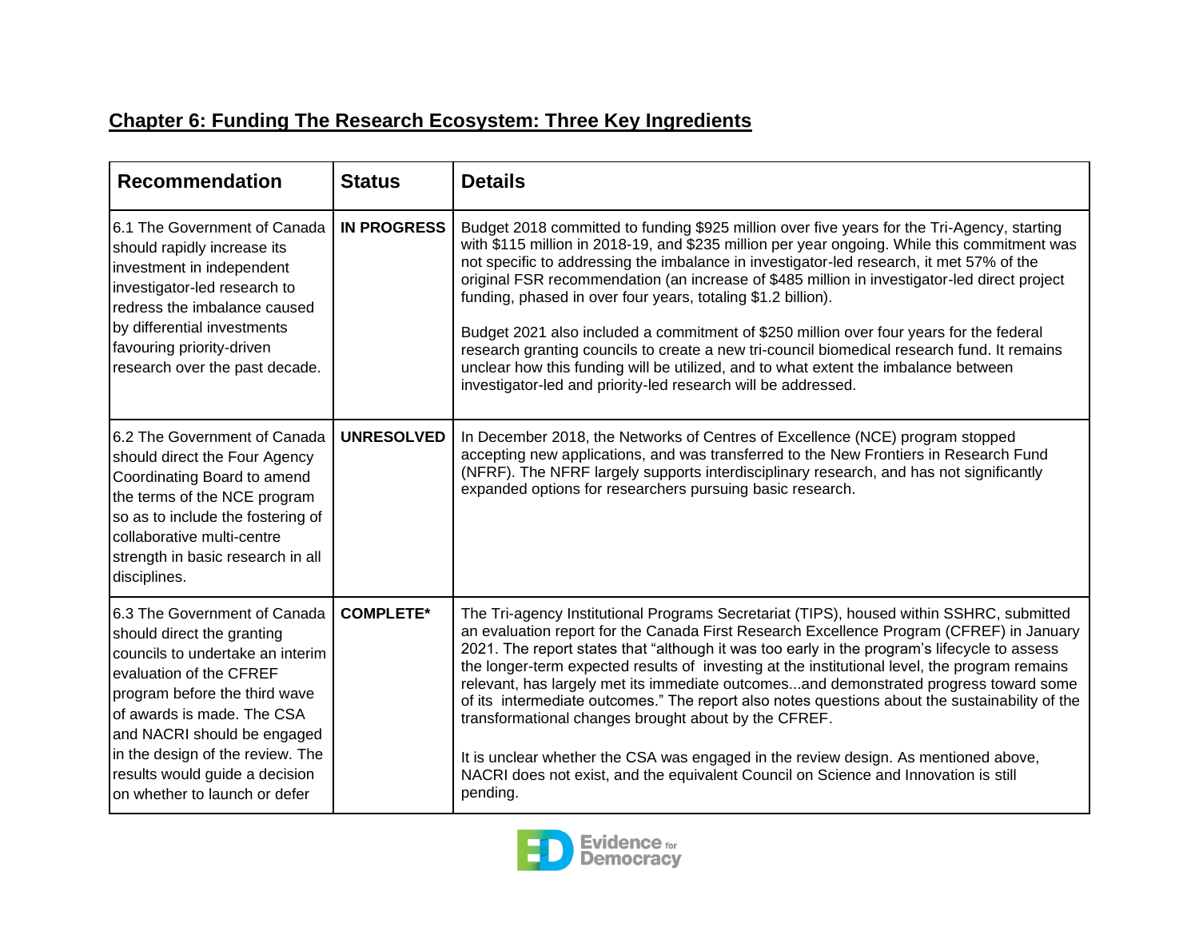## Chapter 6: Funding The Research Ecosystem: Three Key Ingredients

| Recommendation | Status | Details |
|---|---|---|
| 6.1 The Government of Canada should rapidly increase its investment in independent investigator-led research to redress the imbalance caused by differential investments favouring priority-driven research over the past decade. | **IN PROGRESS** | Budget 2018 committed to funding $925 million over five years for the Tri-Agency, starting with $115 million in 2018-19, and $235 million per year ongoing. While this commitment was not specific to addressing the imbalance in investigator-led research, it met 57% of the original FSR recommendation (an increase of $485 million in investigator-led direct project funding, phased in over four years, totaling $1.2 billion).<br><br>Budget 2021 also included a commitment of $250 million over four years for the federal research granting councils to create a new tri-council biomedical research fund. It remains unclear how this funding will be utilized, and to what extent the imbalance between investigator-led and priority-led research will be addressed. |
| 6.2 The Government of Canada should direct the Four Agency Coordinating Board to amend the terms of the NCE program so as to include the fostering of collaborative multi-centre strength in basic research in all disciplines. | **UNRESOLVED** | In December 2018, the Networks of Centres of Excellence (NCE) program stopped accepting new applications, and was transferred to the New Frontiers in Research Fund (NFRF). The NFRF largely supports interdisciplinary research, and has not significantly expanded options for researchers pursuing basic research. |
| 6.3 The Government of Canada should direct the granting councils to undertake an interim evaluation of the CFREF program before the third wave of awards is made. The CSA and NACRI should be engaged in the design of the review. The results would guide a decision on whether to launch or defer | **COMPLETE*** | The Tri-agency Institutional Programs Secretariat (TIPS), housed within SSHRC, submitted an evaluation report for the Canada First Research Excellence Program (CFREF) in January 2021. The report states that "although it was too early in the program's lifecycle to assess the longer-term expected results of investing at the institutional level, the program remains relevant, has largely met its immediate outcomes...and demonstrated progress toward some of its intermediate outcomes." The report also notes questions about the sustainability of the transformational changes brought about by the CFREF.<br><br>It is unclear whether the CSA was engaged in the review design. As mentioned above, NACRI does not exist, and the equivalent Council on Science and Innovation is still pending. |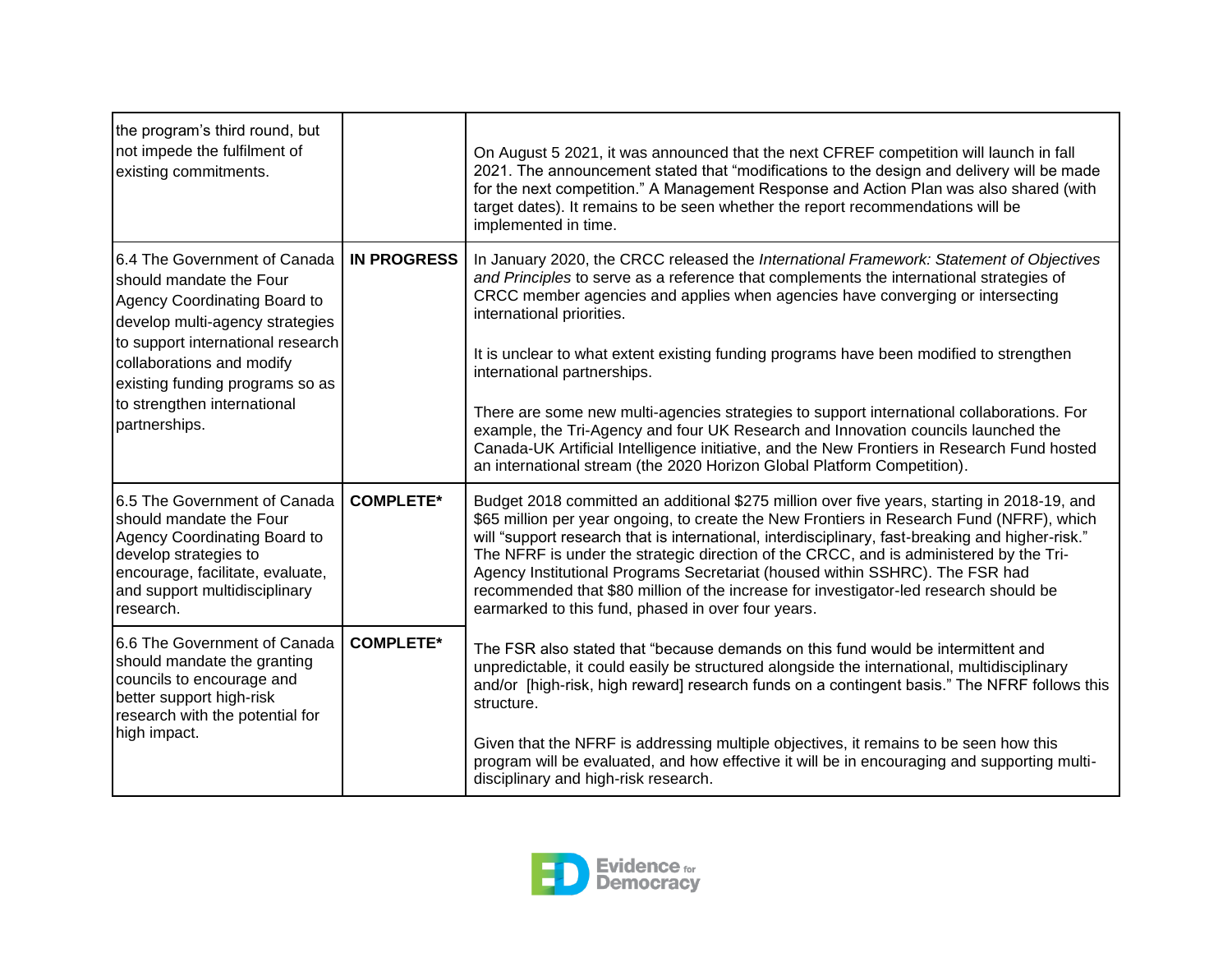| | | |
|---|---|---|
| the program's third round, but not impede the fulfilment of existing commitments. | | On August 5 2021, it was announced that the next CFREF competition will launch in fall 2021. The announcement stated that "modifications to the design and delivery will be made for the next competition." A Management Response and Action Plan was also shared (with target dates). It remains to be seen whether the report recommendations will be implemented in time. |
| 6.4 The Government of Canada should mandate the Four Agency Coordinating Board to develop multi-agency strategies to support international research collaborations and modify existing funding programs so as to strengthen international partnerships. | **IN PROGRESS** | In January 2020, the CRCC released the *International Framework: Statement of Objectives and Principles* to serve as a reference that complements the international strategies of CRCC member agencies and applies when agencies have converging or intersecting international priorities.<br><br>It is unclear to what extent existing funding programs have been modified to strengthen international partnerships.<br><br>There are some new multi-agencies strategies to support international collaborations. For example, the Tri-Agency and four UK Research and Innovation councils launched the Canada-UK Artificial Intelligence initiative, and the New Frontiers in Research Fund hosted an international stream (the 2020 Horizon Global Platform Competition). |
| 6.5 The Government of Canada should mandate the Four Agency Coordinating Board to develop strategies to encourage, facilitate, evaluate, and support multidisciplinary research. | **COMPLETE*** | Budget 2018 committed an additional $275 million over five years, starting in 2018-19, and $65 million per year ongoing, to create the New Frontiers in Research Fund (NFRF), which will "support research that is international, interdisciplinary, fast-breaking and higher-risk." The NFRF is under the strategic direction of the CRCC, and is administered by the Tri-Agency Institutional Programs Secretariat (housed within SSHRC). The FSR had recommended that $80 million of the increase for investigator-led research should be earmarked to this fund, phased in over four years.<br><br>The FSR also stated that "because demands on this fund would be intermittent and unpredictable, it could easily be structured alongside the international, multidisciplinary and/or [high-risk, high reward] research funds on a contingent basis." The NFRF follows this structure.<br><br>Given that the NFRF is addressing multiple objectives, it remains to be seen how this program will be evaluated, and how effective it will be in encouraging and supporting multi-disciplinary and high-risk research. |
| 6.6 The Government of Canada should mandate the granting councils to encourage and better support high-risk research with the potential for high impact. | **COMPLETE*** | |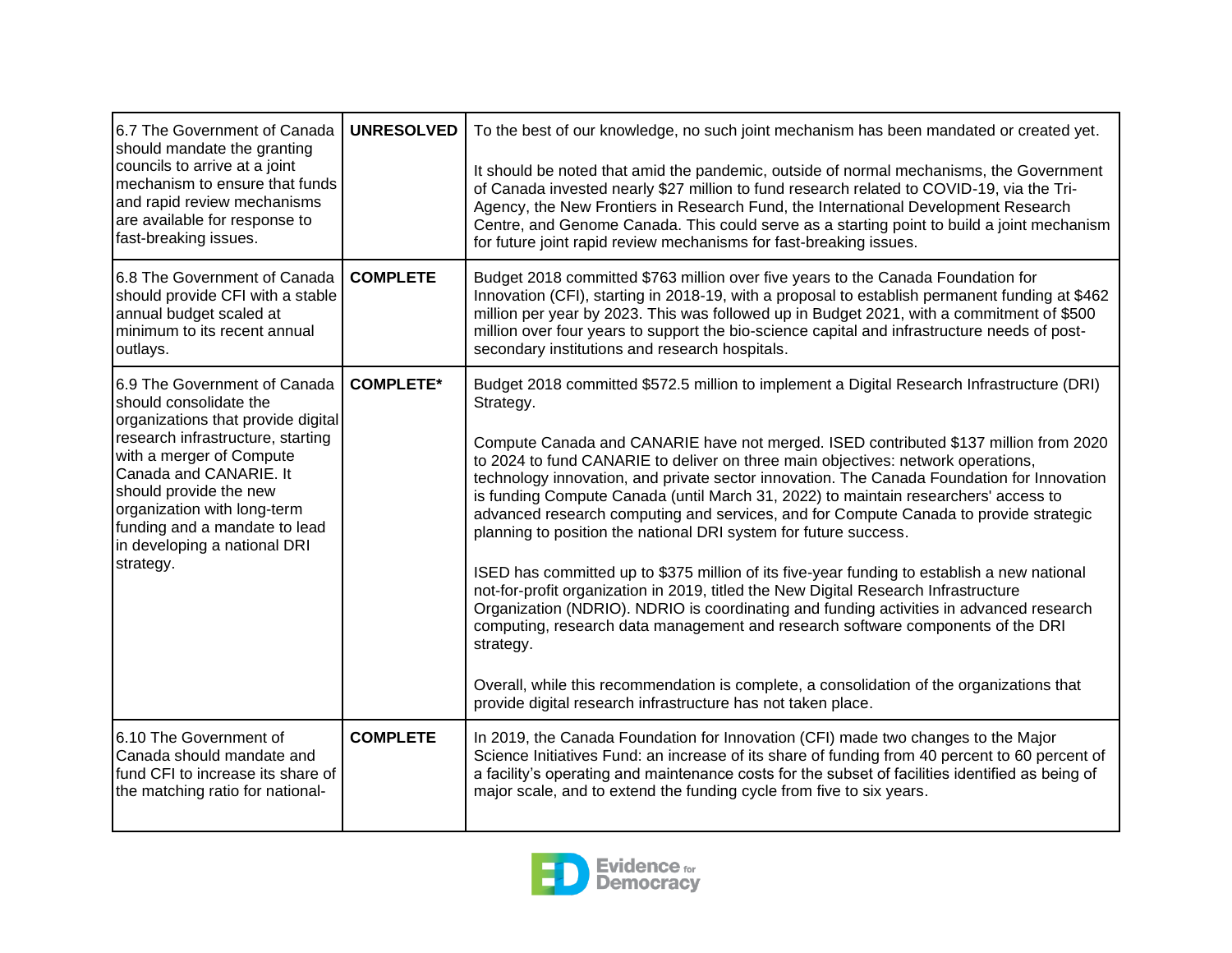| | | |
|---|---|---|
| 6.7 The Government of Canada should mandate the granting councils to arrive at a joint mechanism to ensure that funds and rapid review mechanisms are available for response to fast-breaking issues. | **UNRESOLVED** | To the best of our knowledge, no such joint mechanism has been mandated or created yet.<br><br>It should be noted that amid the pandemic, outside of normal mechanisms, the Government of Canada invested nearly $27 million to fund research related to COVID-19, via the Tri-Agency, the New Frontiers in Research Fund, the International Development Research Centre, and Genome Canada. This could serve as a starting point to build a joint mechanism for future joint rapid review mechanisms for fast-breaking issues. |
| 6.8 The Government of Canada should provide CFI with a stable annual budget scaled at minimum to its recent annual outlays. | **COMPLETE** | Budget 2018 committed $763 million over five years to the Canada Foundation for Innovation (CFI), starting in 2018-19, with a proposal to establish permanent funding at $462 million per year by 2023. This was followed up in Budget 2021, with a commitment of $500 million over four years to support the bio-science capital and infrastructure needs of post-secondary institutions and research hospitals. |
| 6.9 The Government of Canada should consolidate the organizations that provide digital research infrastructure, starting with a merger of Compute Canada and CANARIE. It should provide the new organization with long-term funding and a mandate to lead in developing a national DRI strategy. | **COMPLETE*** | Budget 2018 committed $572.5 million to implement a Digital Research Infrastructure (DRI) Strategy.<br><br>Compute Canada and CANARIE have not merged. ISED contributed $137 million from 2020 to 2024 to fund CANARIE to deliver on three main objectives: network operations, technology innovation, and private sector innovation. The Canada Foundation for Innovation is funding Compute Canada (until March 31, 2022) to maintain researchers' access to advanced research computing and services, and for Compute Canada to provide strategic planning to position the national DRI system for future success.<br><br>ISED has committed up to $375 million of its five-year funding to establish a new national not-for-profit organization in 2019, titled the New Digital Research Infrastructure Organization (NDRIO). NDRIO is coordinating and funding activities in advanced research computing, research data management and research software components of the DRI strategy.<br><br>Overall, while this recommendation is complete, a consolidation of the organizations that provide digital research infrastructure has not taken place. |
| 6.10 The Government of Canada should mandate and fund CFI to increase its share of the matching ratio for national- | **COMPLETE** | In 2019, the Canada Foundation for Innovation (CFI) made two changes to the Major Science Initiatives Fund: an increase of its share of funding from 40 percent to 60 percent of a facility's operating and maintenance costs for the subset of facilities identified as being of major scale, and to extend the funding cycle from five to six years. |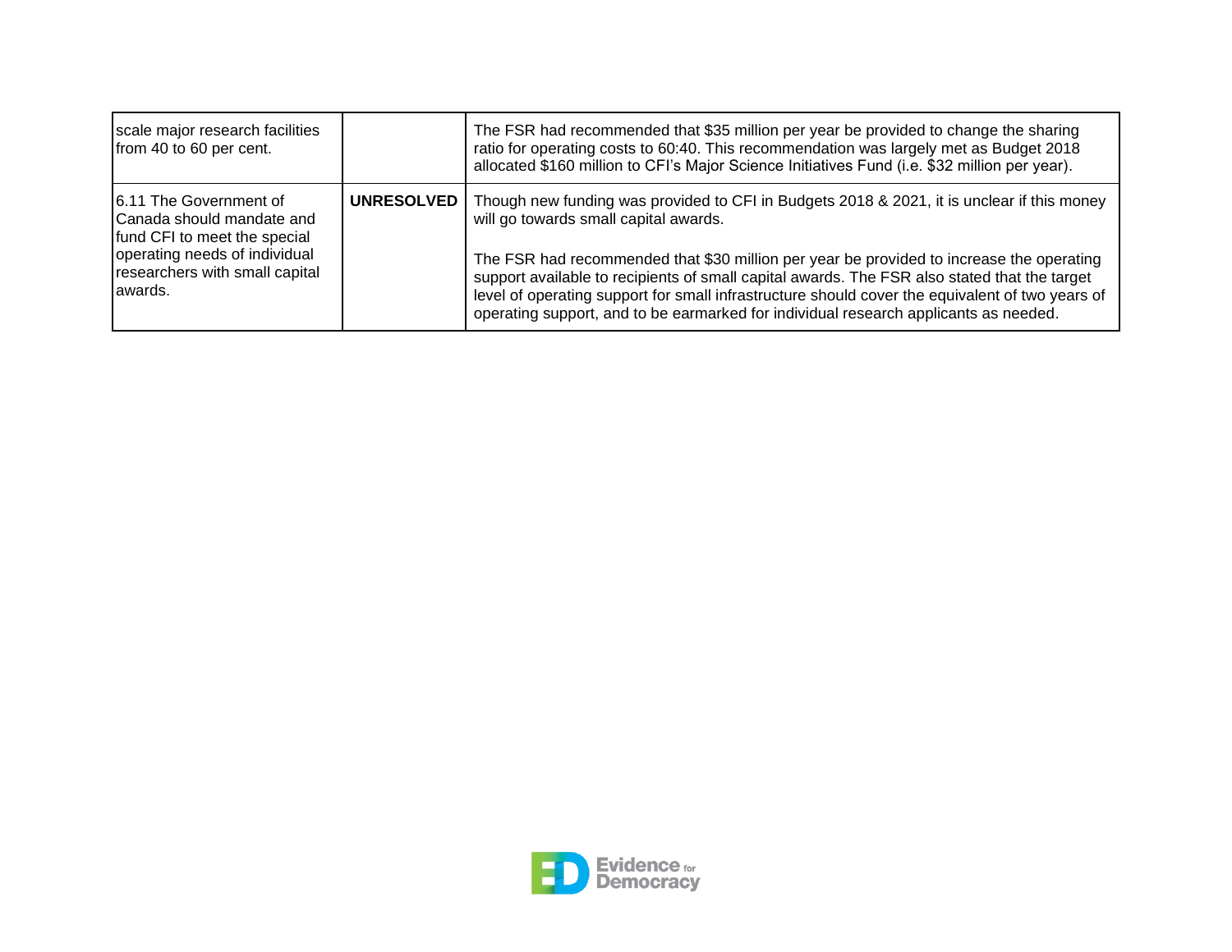| | | |
|---|---|---|
| scale major research facilities from 40 to 60 per cent. | | The FSR had recommended that $35 million per year be provided to change the sharing ratio for operating costs to 60:40. This recommendation was largely met as Budget 2018 allocated $160 million to CFI's Major Science Initiatives Fund (i.e. $32 million per year). |
| 6.11 The Government of Canada should mandate and fund CFI to meet the special operating needs of individual researchers with small capital awards. | **UNRESOLVED** | Though new funding was provided to CFI in Budgets 2018 & 2021, it is unclear if this money will go towards small capital awards.<br><br>The FSR had recommended that $30 million per year be provided to increase the operating support available to recipients of small capital awards. The FSR also stated that the target level of operating support for small infrastructure should cover the equivalent of two years of operating support, and to be earmarked for individual research applicants as needed. |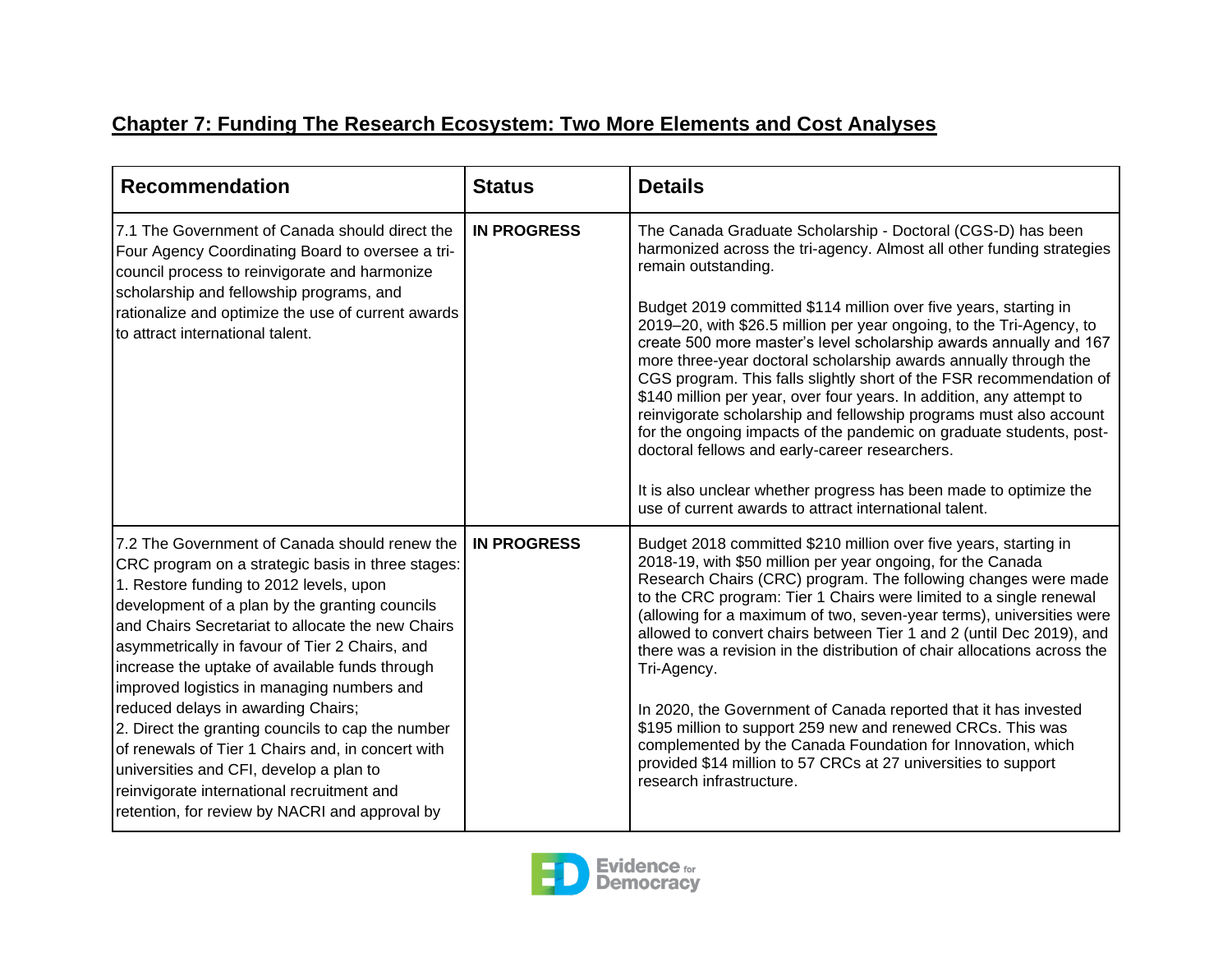## Chapter 7: Funding The Research Ecosystem: Two More Elements and Cost Analyses

| Recommendation | Status | Details |
|---|---|---|
| 7.1 The Government of Canada should direct the Four Agency Coordinating Board to oversee a tri-council process to reinvigorate and harmonize scholarship and fellowship programs, and rationalize and optimize the use of current awards to attract international talent. | **IN PROGRESS** | The Canada Graduate Scholarship - Doctoral (CGS-D) has been harmonized across the tri-agency. Almost all other funding strategies remain outstanding.<br><br>Budget 2019 committed \$114 million over five years, starting in 2019–20, with \$26.5 million per year ongoing, to the Tri-Agency, to create 500 more master's level scholarship awards annually and 167 more three-year doctoral scholarship awards annually through the CGS program. This falls slightly short of the FSR recommendation of \$140 million per year, over four years. In addition, any attempt to reinvigorate scholarship and fellowship programs must also account for the ongoing impacts of the pandemic on graduate students, post-doctoral fellows and early-career researchers.<br><br>It is also unclear whether progress has been made to optimize the use of current awards to attract international talent. |
| 7.2 The Government of Canada should renew the CRC program on a strategic basis in three stages:<br>1. Restore funding to 2012 levels, upon development of a plan by the granting councils and Chairs Secretariat to allocate the new Chairs asymmetrically in favour of Tier 2 Chairs, and increase the uptake of available funds through improved logistics in managing numbers and reduced delays in awarding Chairs;<br>2. Direct the granting councils to cap the number of renewals of Tier 1 Chairs and, in concert with universities and CFI, develop a plan to reinvigorate international recruitment and retention, for review by NACRI and approval by | **IN PROGRESS** | Budget 2018 committed \$210 million over five years, starting in 2018-19, with \$50 million per year ongoing, for the Canada Research Chairs (CRC) program. The following changes were made to the CRC program: Tier 1 Chairs were limited to a single renewal (allowing for a maximum of two, seven-year terms), universities were allowed to convert chairs between Tier 1 and 2 (until Dec 2019), and there was a revision in the distribution of chair allocations across the Tri-Agency.<br><br>In 2020, the Government of Canada reported that it has invested \$195 million to support 259 new and renewed CRCs. This was complemented by the Canada Foundation for Innovation, which provided \$14 million to 57 CRCs at 27 universities to support research infrastructure. |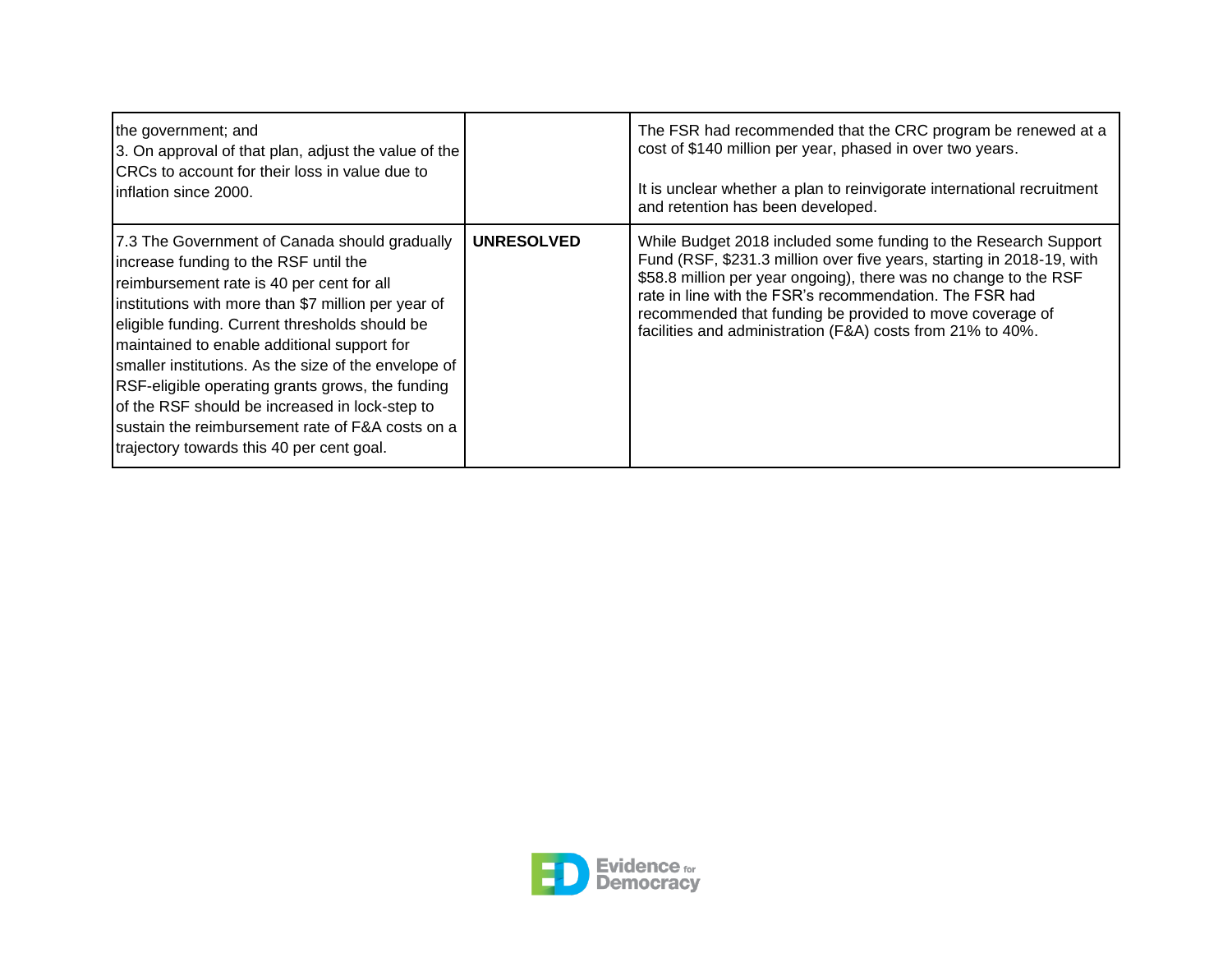| | | |
|---|---|---|
| the government; and<br>3. On approval of that plan, adjust the value of the CRCs to account for their loss in value due to inflation since 2000. | | The FSR had recommended that the CRC program be renewed at a cost of $140 million per year, phased in over two years.<br><br>It is unclear whether a plan to reinvigorate international recruitment and retention has been developed. |
| 7.3 The Government of Canada should gradually increase funding to the RSF until the reimbursement rate is 40 per cent for all institutions with more than $7 million per year of eligible funding. Current thresholds should be maintained to enable additional support for smaller institutions. As the size of the envelope of RSF-eligible operating grants grows, the funding of the RSF should be increased in lock-step to sustain the reimbursement rate of F&A costs on a trajectory towards this 40 per cent goal. | **UNRESOLVED** | While Budget 2018 included some funding to the Research Support Fund (RSF, $231.3 million over five years, starting in 2018-19, with $58.8 million per year ongoing), there was no change to the RSF rate in line with the FSR's recommendation. The FSR had recommended that funding be provided to move coverage of facilities and administration (F&A) costs from 21% to 40%. |

Evidence for Democracy